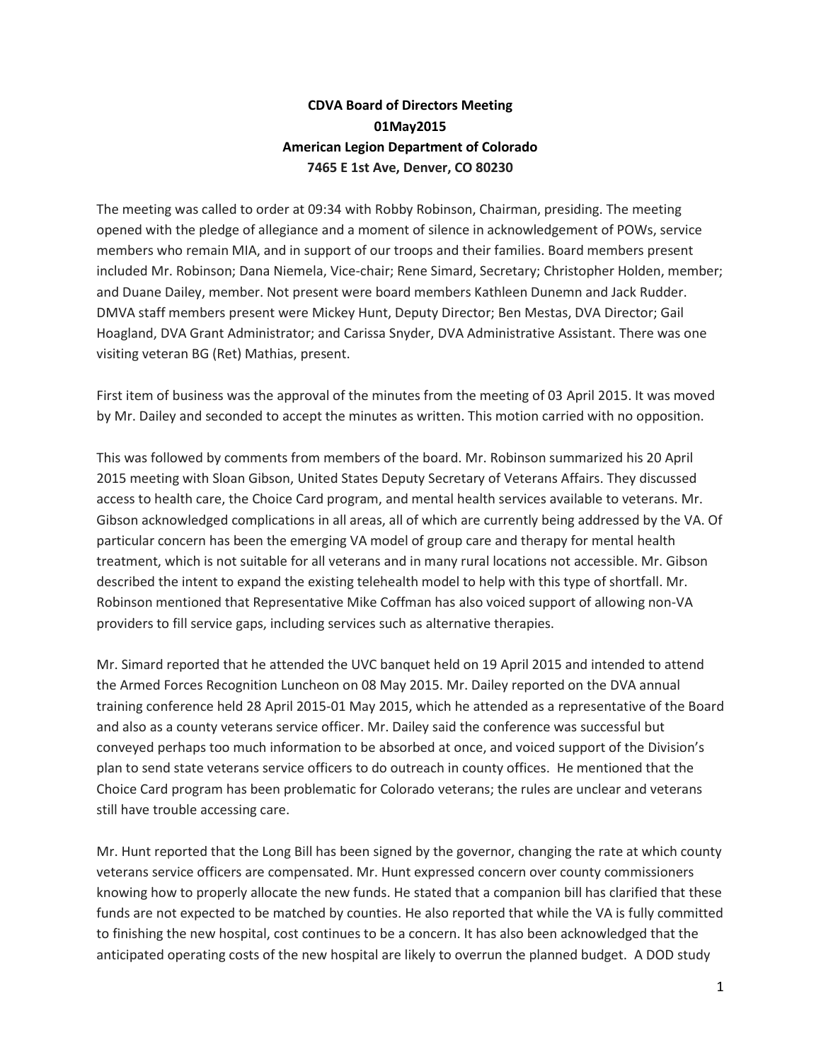**CDVA Board of Directors Meeting**
**01May2015**
**American Legion Department of Colorado**
**7465 E 1st Ave, Denver, CO 80230**

The meeting was called to order at 09:34 with Robby Robinson, Chairman, presiding. The meeting opened with the pledge of allegiance and a moment of silence in acknowledgement of POWs, service members who remain MIA, and in support of our troops and their families. Board members present included Mr. Robinson; Dana Niemela, Vice-chair; Rene Simard, Secretary; Christopher Holden, member; and Duane Dailey, member. Not present were board members Kathleen Dunemn and Jack Rudder. DMVA staff members present were Mickey Hunt, Deputy Director; Ben Mestas, DVA Director; Gail Hoagland, DVA Grant Administrator; and Carissa Snyder, DVA Administrative Assistant. There was one visiting veteran BG (Ret) Mathias, present.

First item of business was the approval of the minutes from the meeting of 03 April 2015. It was moved by Mr. Dailey and seconded to accept the minutes as written. This motion carried with no opposition.

This was followed by comments from members of the board. Mr. Robinson summarized his 20 April 2015 meeting with Sloan Gibson, United States Deputy Secretary of Veterans Affairs. They discussed access to health care, the Choice Card program, and mental health services available to veterans. Mr. Gibson acknowledged complications in all areas, all of which are currently being addressed by the VA. Of particular concern has been the emerging VA model of group care and therapy for mental health treatment, which is not suitable for all veterans and in many rural locations not accessible. Mr. Gibson described the intent to expand the existing telehealth model to help with this type of shortfall. Mr. Robinson mentioned that Representative Mike Coffman has also voiced support of allowing non-VA providers to fill service gaps, including services such as alternative therapies.

Mr. Simard reported that he attended the UVC banquet held on 19 April 2015 and intended to attend the Armed Forces Recognition Luncheon on 08 May 2015. Mr. Dailey reported on the DVA annual training conference held 28 April 2015-01 May 2015, which he attended as a representative of the Board and also as a county veterans service officer. Mr. Dailey said the conference was successful but conveyed perhaps too much information to be absorbed at once, and voiced support of the Division's plan to send state veterans service officers to do outreach in county offices. He mentioned that the Choice Card program has been problematic for Colorado veterans; the rules are unclear and veterans still have trouble accessing care.

Mr. Hunt reported that the Long Bill has been signed by the governor, changing the rate at which county veterans service officers are compensated. Mr. Hunt expressed concern over county commissioners knowing how to properly allocate the new funds. He stated that a companion bill has clarified that these funds are not expected to be matched by counties. He also reported that while the VA is fully committed to finishing the new hospital, cost continues to be a concern. It has also been acknowledged that the anticipated operating costs of the new hospital are likely to overrun the planned budget. A DOD study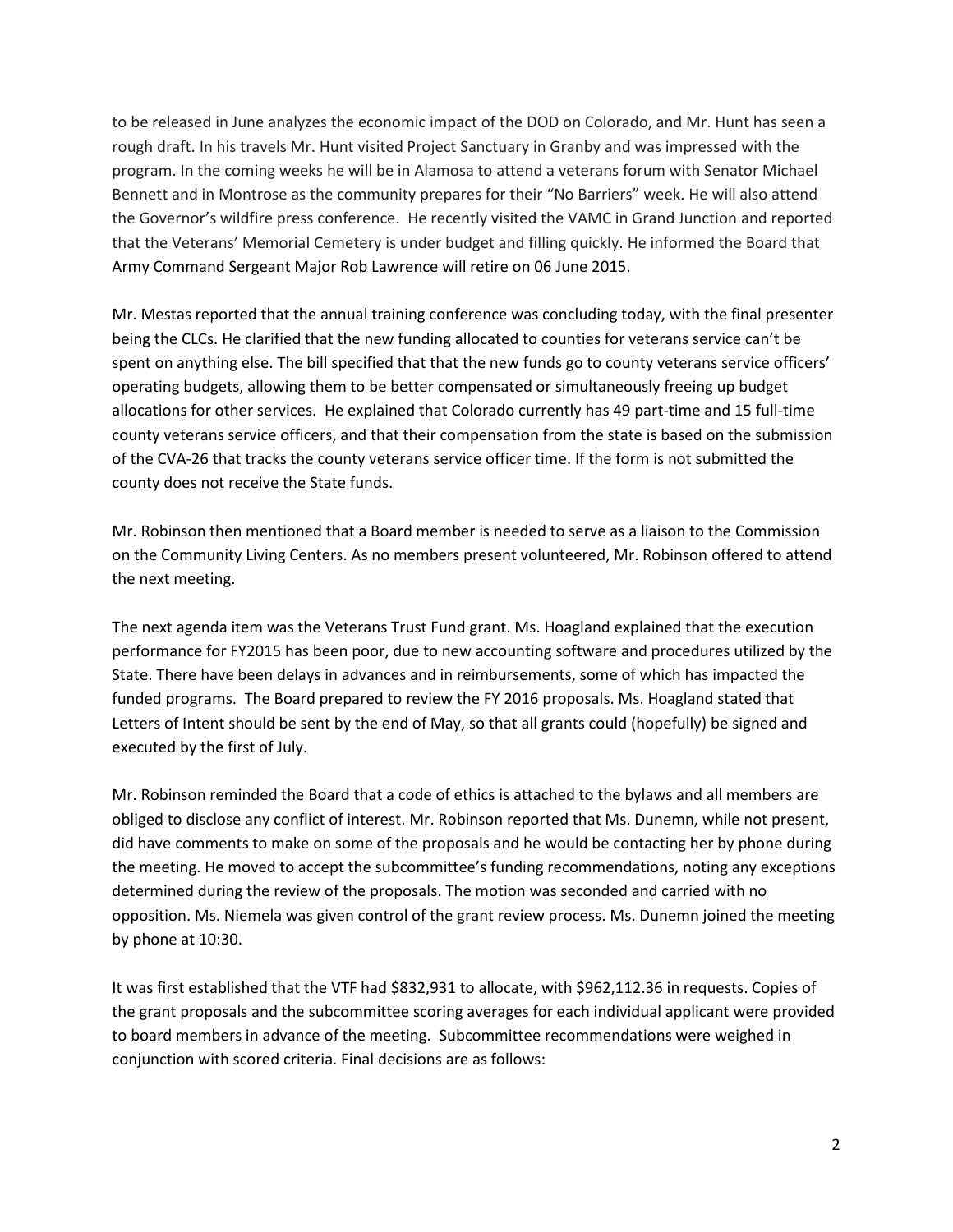to be released in June analyzes the economic impact of the DOD on Colorado, and Mr. Hunt has seen a rough draft. In his travels Mr. Hunt visited Project Sanctuary in Granby and was impressed with the program. In the coming weeks he will be in Alamosa to attend a veterans forum with Senator Michael Bennett and in Montrose as the community prepares for their "No Barriers" week. He will also attend the Governor's wildfire press conference. He recently visited the VAMC in Grand Junction and reported that the Veterans' Memorial Cemetery is under budget and filling quickly. He informed the Board that Army Command Sergeant Major Rob Lawrence will retire on 06 June 2015.

Mr. Mestas reported that the annual training conference was concluding today, with the final presenter being the CLCs. He clarified that the new funding allocated to counties for veterans service can't be spent on anything else. The bill specified that that the new funds go to county veterans service officers' operating budgets, allowing them to be better compensated or simultaneously freeing up budget allocations for other services. He explained that Colorado currently has 49 part-time and 15 full-time county veterans service officers, and that their compensation from the state is based on the submission of the CVA-26 that tracks the county veterans service officer time. If the form is not submitted the county does not receive the State funds.

Mr. Robinson then mentioned that a Board member is needed to serve as a liaison to the Commission on the Community Living Centers. As no members present volunteered, Mr. Robinson offered to attend the next meeting.

The next agenda item was the Veterans Trust Fund grant. Ms. Hoagland explained that the execution performance for FY2015 has been poor, due to new accounting software and procedures utilized by the State. There have been delays in advances and in reimbursements, some of which has impacted the funded programs. The Board prepared to review the FY 2016 proposals. Ms. Hoagland stated that Letters of Intent should be sent by the end of May, so that all grants could (hopefully) be signed and executed by the first of July.

Mr. Robinson reminded the Board that a code of ethics is attached to the bylaws and all members are obliged to disclose any conflict of interest. Mr. Robinson reported that Ms. Dunemn, while not present, did have comments to make on some of the proposals and he would be contacting her by phone during the meeting. He moved to accept the subcommittee's funding recommendations, noting any exceptions determined during the review of the proposals. The motion was seconded and carried with no opposition. Ms. Niemela was given control of the grant review process. Ms. Dunemn joined the meeting by phone at 10:30.

It was first established that the VTF had $832,931 to allocate, with $962,112.36 in requests. Copies of the grant proposals and the subcommittee scoring averages for each individual applicant were provided to board members in advance of the meeting. Subcommittee recommendations were weighed in conjunction with scored criteria. Final decisions are as follows: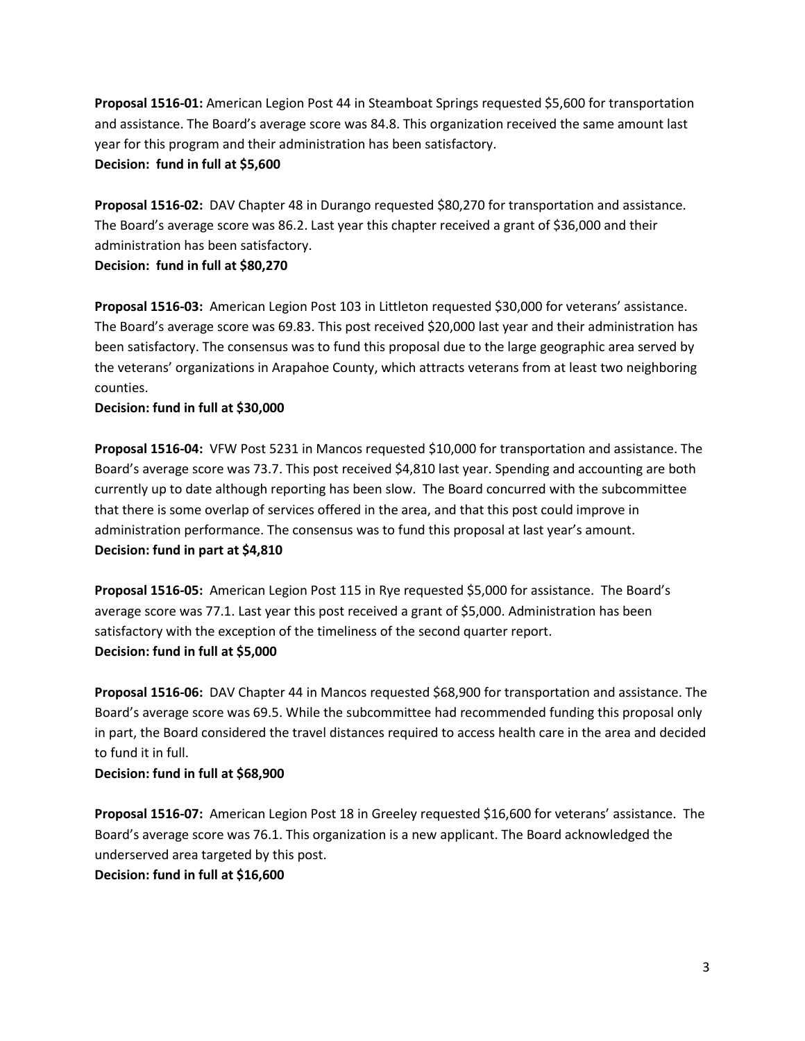**Proposal 1516-01:** American Legion Post 44 in Steamboat Springs requested $5,600 for transportation and assistance. The Board's average score was 84.8. This organization received the same amount last year for this program and their administration has been satisfactory.
**Decision: fund in full at $5,600**

**Proposal 1516-02:** DAV Chapter 48 in Durango requested $80,270 for transportation and assistance. The Board's average score was 86.2. Last year this chapter received a grant of $36,000 and their administration has been satisfactory.
**Decision: fund in full at $80,270**

**Proposal 1516-03:** American Legion Post 103 in Littleton requested $30,000 for veterans' assistance. The Board's average score was 69.83. This post received $20,000 last year and their administration has been satisfactory. The consensus was to fund this proposal due to the large geographic area served by the veterans' organizations in Arapahoe County, which attracts veterans from at least two neighboring counties.
**Decision: fund in full at $30,000**

**Proposal 1516-04:** VFW Post 5231 in Mancos requested $10,000 for transportation and assistance. The Board's average score was 73.7. This post received $4,810 last year. Spending and accounting are both currently up to date although reporting has been slow. The Board concurred with the subcommittee that there is some overlap of services offered in the area, and that this post could improve in administration performance. The consensus was to fund this proposal at last year's amount.
**Decision: fund in part at $4,810**

**Proposal 1516-05:** American Legion Post 115 in Rye requested $5,000 for assistance. The Board's average score was 77.1. Last year this post received a grant of $5,000. Administration has been satisfactory with the exception of the timeliness of the second quarter report.
**Decision: fund in full at $5,000**

**Proposal 1516-06:** DAV Chapter 44 in Mancos requested $68,900 for transportation and assistance. The Board's average score was 69.5. While the subcommittee had recommended funding this proposal only in part, the Board considered the travel distances required to access health care in the area and decided to fund it in full.
**Decision: fund in full at $68,900**

**Proposal 1516-07:** American Legion Post 18 in Greeley requested $16,600 for veterans' assistance. The Board's average score was 76.1. This organization is a new applicant. The Board acknowledged the underserved area targeted by this post.
**Decision: fund in full at $16,600**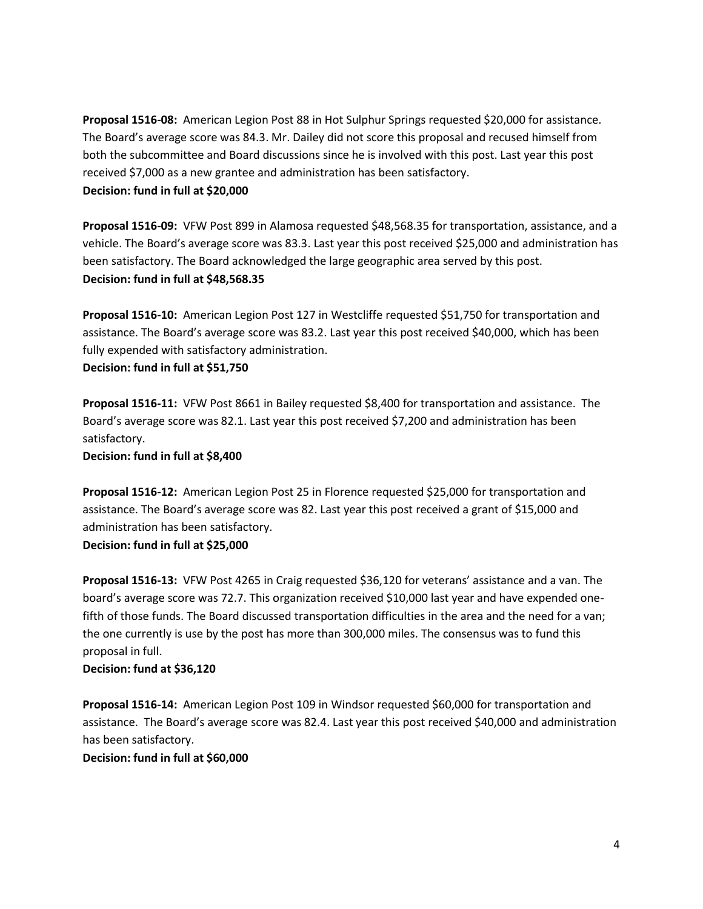**Proposal 1516-08:** American Legion Post 88 in Hot Sulphur Springs requested $20,000 for assistance. The Board's average score was 84.3. Mr. Dailey did not score this proposal and recused himself from both the subcommittee and Board discussions since he is involved with this post. Last year this post received $7,000 as a new grantee and administration has been satisfactory.
**Decision: fund in full at $20,000**

**Proposal 1516-09:** VFW Post 899 in Alamosa requested $48,568.35 for transportation, assistance, and a vehicle. The Board's average score was 83.3. Last year this post received $25,000 and administration has been satisfactory. The Board acknowledged the large geographic area served by this post.
**Decision: fund in full at $48,568.35**

**Proposal 1516-10:** American Legion Post 127 in Westcliffe requested $51,750 for transportation and assistance. The Board's average score was 83.2. Last year this post received $40,000, which has been fully expended with satisfactory administration.
**Decision: fund in full at $51,750**

**Proposal 1516-11:** VFW Post 8661 in Bailey requested $8,400 for transportation and assistance. The Board's average score was 82.1. Last year this post received $7,200 and administration has been satisfactory.
**Decision: fund in full at $8,400**

**Proposal 1516-12:** American Legion Post 25 in Florence requested $25,000 for transportation and assistance. The Board's average score was 82. Last year this post received a grant of $15,000 and administration has been satisfactory.
**Decision: fund in full at $25,000**

**Proposal 1516-13:** VFW Post 4265 in Craig requested $36,120 for veterans' assistance and a van. The board's average score was 72.7. This organization received $10,000 last year and have expended one-fifth of those funds. The Board discussed transportation difficulties in the area and the need for a van; the one currently is use by the post has more than 300,000 miles. The consensus was to fund this proposal in full.
**Decision: fund at $36,120**

**Proposal 1516-14:** American Legion Post 109 in Windsor requested $60,000 for transportation and assistance. The Board's average score was 82.4. Last year this post received $40,000 and administration has been satisfactory.
**Decision: fund in full at $60,000**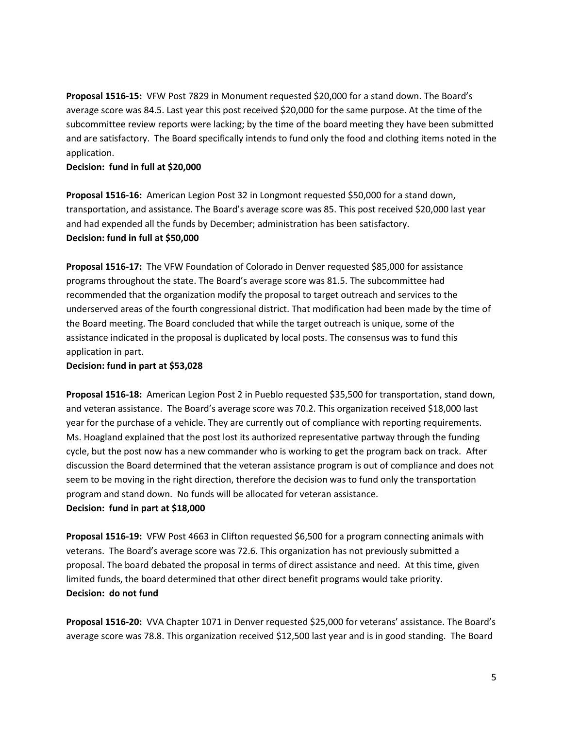**Proposal 1516-15:** VFW Post 7829 in Monument requested $20,000 for a stand down. The Board's average score was 84.5. Last year this post received $20,000 for the same purpose. At the time of the subcommittee review reports were lacking; by the time of the board meeting they have been submitted and are satisfactory. The Board specifically intends to fund only the food and clothing items noted in the application.

**Decision: fund in full at $20,000**

**Proposal 1516-16:** American Legion Post 32 in Longmont requested $50,000 for a stand down, transportation, and assistance. The Board's average score was 85. This post received $20,000 last year and had expended all the funds by December; administration has been satisfactory.

**Decision: fund in full at $50,000**

**Proposal 1516-17:** The VFW Foundation of Colorado in Denver requested $85,000 for assistance programs throughout the state. The Board's average score was 81.5. The subcommittee had recommended that the organization modify the proposal to target outreach and services to the underserved areas of the fourth congressional district. That modification had been made by the time of the Board meeting. The Board concluded that while the target outreach is unique, some of the assistance indicated in the proposal is duplicated by local posts. The consensus was to fund this application in part.

**Decision: fund in part at $53,028**

**Proposal 1516-18:** American Legion Post 2 in Pueblo requested $35,500 for transportation, stand down, and veteran assistance. The Board's average score was 70.2. This organization received $18,000 last year for the purchase of a vehicle. They are currently out of compliance with reporting requirements. Ms. Hoagland explained that the post lost its authorized representative partway through the funding cycle, but the post now has a new commander who is working to get the program back on track. After discussion the Board determined that the veteran assistance program is out of compliance and does not seem to be moving in the right direction, therefore the decision was to fund only the transportation program and stand down. No funds will be allocated for veteran assistance.

**Decision: fund in part at $18,000**

**Proposal 1516-19:** VFW Post 4663 in Clifton requested $6,500 for a program connecting animals with veterans. The Board's average score was 72.6. This organization has not previously submitted a proposal. The board debated the proposal in terms of direct assistance and need. At this time, given limited funds, the board determined that other direct benefit programs would take priority.

**Decision: do not fund**

**Proposal 1516-20:** VVA Chapter 1071 in Denver requested $25,000 for veterans' assistance. The Board's average score was 78.8. This organization received $12,500 last year and is in good standing. The Board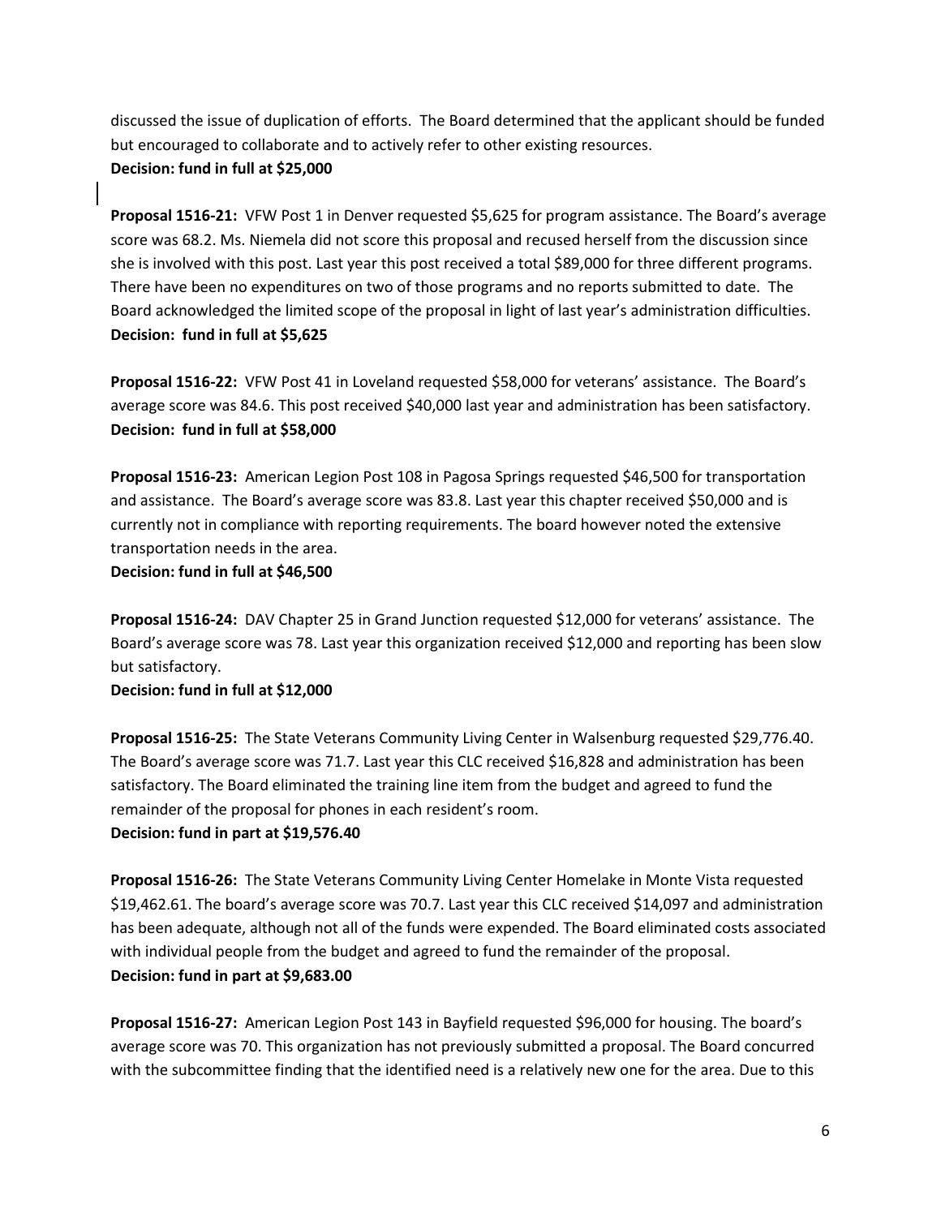discussed the issue of duplication of efforts. The Board determined that the applicant should be funded but encouraged to collaborate and to actively refer to other existing resources.
**Decision: fund in full at $25,000**

**Proposal 1516-21:** VFW Post 1 in Denver requested $5,625 for program assistance. The Board's average score was 68.2. Ms. Niemela did not score this proposal and recused herself from the discussion since she is involved with this post. Last year this post received a total $89,000 for three different programs. There have been no expenditures on two of those programs and no reports submitted to date. The Board acknowledged the limited scope of the proposal in light of last year's administration difficulties.
**Decision: fund in full at $5,625**

**Proposal 1516-22:** VFW Post 41 in Loveland requested $58,000 for veterans' assistance. The Board's average score was 84.6. This post received $40,000 last year and administration has been satisfactory.
**Decision: fund in full at $58,000**

**Proposal 1516-23:** American Legion Post 108 in Pagosa Springs requested $46,500 for transportation and assistance. The Board's average score was 83.8. Last year this chapter received $50,000 and is currently not in compliance with reporting requirements. The board however noted the extensive transportation needs in the area.
**Decision: fund in full at $46,500**

**Proposal 1516-24:** DAV Chapter 25 in Grand Junction requested $12,000 for veterans' assistance. The Board's average score was 78. Last year this organization received $12,000 and reporting has been slow but satisfactory.
**Decision: fund in full at $12,000**

**Proposal 1516-25:** The State Veterans Community Living Center in Walsenburg requested $29,776.40. The Board's average score was 71.7. Last year this CLC received $16,828 and administration has been satisfactory. The Board eliminated the training line item from the budget and agreed to fund the remainder of the proposal for phones in each resident's room.
**Decision: fund in part at $19,576.40**

**Proposal 1516-26:** The State Veterans Community Living Center Homelake in Monte Vista requested $19,462.61. The board's average score was 70.7. Last year this CLC received $14,097 and administration has been adequate, although not all of the funds were expended. The Board eliminated costs associated with individual people from the budget and agreed to fund the remainder of the proposal.
**Decision: fund in part at $9,683.00**

**Proposal 1516-27:** American Legion Post 143 in Bayfield requested $96,000 for housing. The board's average score was 70. This organization has not previously submitted a proposal. The Board concurred with the subcommittee finding that the identified need is a relatively new one for the area. Due to this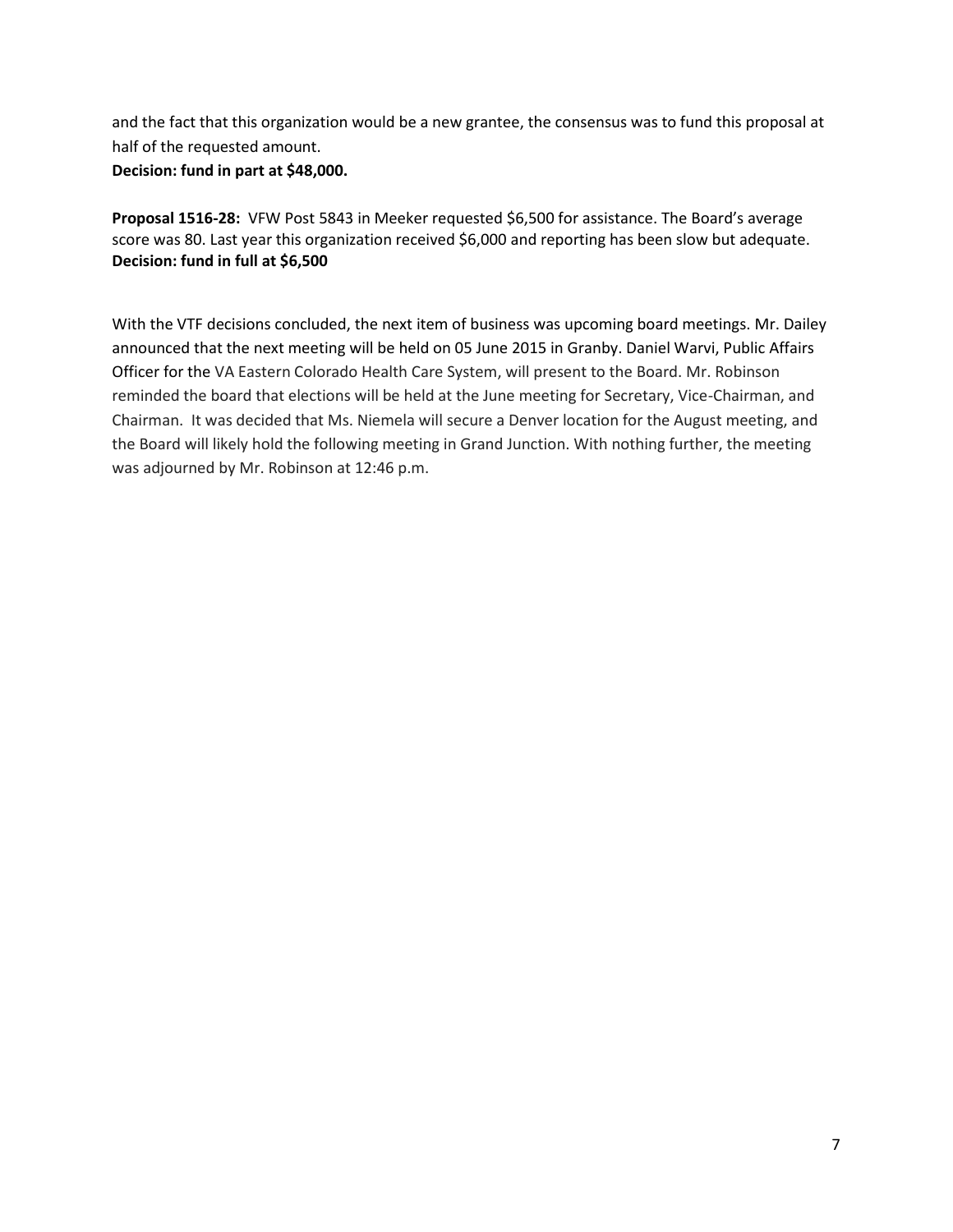and the fact that this organization would be a new grantee, the consensus was to fund this proposal at half of the requested amount.
**Decision: fund in part at $48,000.**

**Proposal 1516-28:** VFW Post 5843 in Meeker requested $6,500 for assistance. The Board's average score was 80. Last year this organization received $6,000 and reporting has been slow but adequate.
**Decision: fund in full at $6,500**

With the VTF decisions concluded, the next item of business was upcoming board meetings. Mr. Dailey announced that the next meeting will be held on 05 June 2015 in Granby. Daniel Warvi, Public Affairs Officer for the VA Eastern Colorado Health Care System, will present to the Board. Mr. Robinson reminded the board that elections will be held at the June meeting for Secretary, Vice-Chairman, and Chairman. It was decided that Ms. Niemela will secure a Denver location for the August meeting, and the Board will likely hold the following meeting in Grand Junction. With nothing further, the meeting was adjourned by Mr. Robinson at 12:46 p.m.